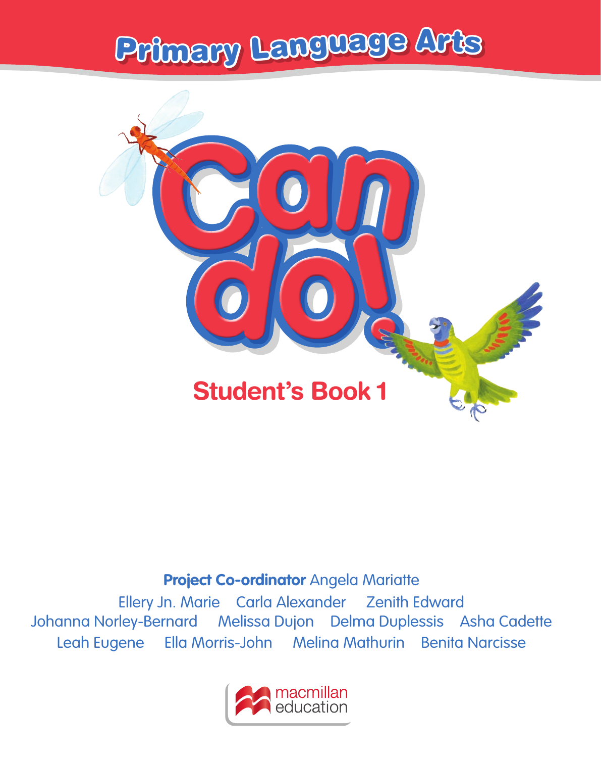# Primary Language Arts

# Can do!

## Student's Book 1

**Project Co-ordinator** Angela Mariatte

Ellery Jn. Marie    Carla Alexander    Zenith Edward
Johanna Norley-Bernard    Melissa Dujon    Delma Duplessis    Asha Cadette
Leah Eugene    Ella Morris-John    Melina Mathurin    Benita Narcisse

macmillan education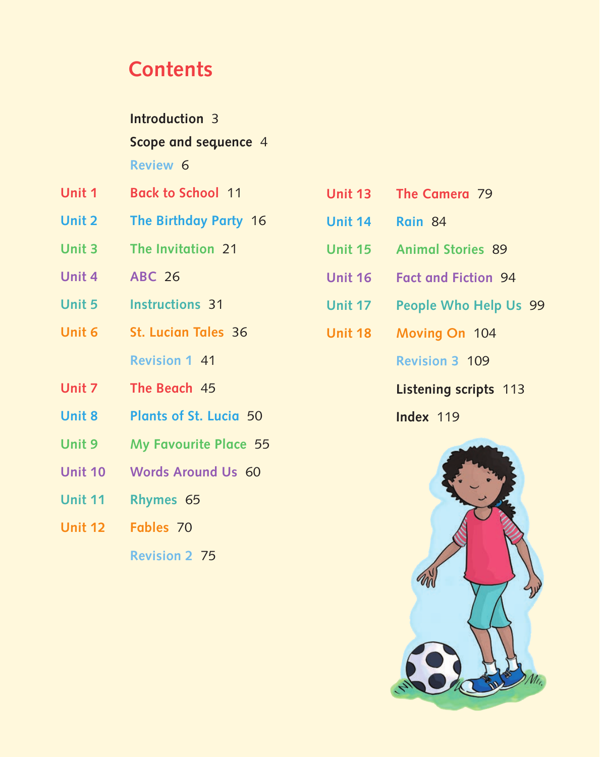# Contents

Introduction 3

Scope and sequence 4

Review 6

| | | |
|---|---|---|
| Unit 1 | Back to School | 11 |
| Unit 2 | The Birthday Party | 16 |
| Unit 3 | The Invitation | 21 |
| Unit 4 | ABC | 26 |
| Unit 5 | Instructions | 31 |
| Unit 6 | St. Lucian Tales | 36 |
| | Revision 1 | 41 |
| Unit 7 | The Beach | 45 |
| Unit 8 | Plants of St. Lucia | 50 |
| Unit 9 | My Favourite Place | 55 |
| Unit 10 | Words Around Us | 60 |
| Unit 11 | Rhymes | 65 |
| Unit 12 | Fables | 70 |
| | Revision 2 | 75 |
| Unit 13 | The Camera | 79 |
| Unit 14 | Rain | 84 |
| Unit 15 | Animal Stories | 89 |
| Unit 16 | Fact and Fiction | 94 |
| Unit 17 | People Who Help Us | 99 |
| Unit 18 | Moving On | 104 |
| | Revision 3 | 109 |

Listening scripts 113

Index 119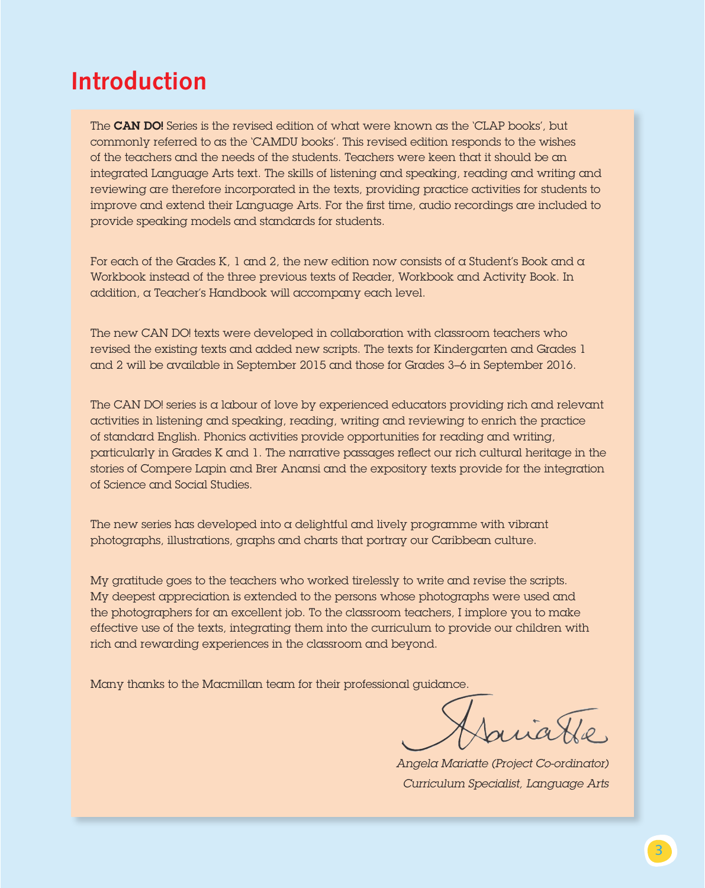# Introduction

The **CAN DO!** Series is the revised edition of what were known as the 'CLAP books', but commonly referred to as the 'CAMDU books'. This revised edition responds to the wishes of the teachers and the needs of the students. Teachers were keen that it should be an integrated Language Arts text. The skills of listening and speaking, reading and writing and reviewing are therefore incorporated in the texts, providing practice activities for students to improve and extend their Language Arts. For the first time, audio recordings are included to provide speaking models and standards for students.

For each of the Grades K, 1 and 2, the new edition now consists of a Student's Book and a Workbook instead of the three previous texts of Reader, Workbook and Activity Book. In addition, a Teacher's Handbook will accompany each level.

The new CAN DO! texts were developed in collaboration with classroom teachers who revised the existing texts and added new scripts. The texts for Kindergarten and Grades 1 and 2 will be available in September 2015 and those for Grades 3–6 in September 2016.

The CAN DO! series is a labour of love by experienced educators providing rich and relevant activities in listening and speaking, reading, writing and reviewing to enrich the practice of standard English. Phonics activities provide opportunities for reading and writing, particularly in Grades K and 1. The narrative passages reflect our rich cultural heritage in the stories of Compere Lapin and Brer Anansi and the expository texts provide for the integration of Science and Social Studies.

The new series has developed into a delightful and lively programme with vibrant photographs, illustrations, graphs and charts that portray our Caribbean culture.

My gratitude goes to the teachers who worked tirelessly to write and revise the scripts. My deepest appreciation is extended to the persons whose photographs were used and the photographers for an excellent job. To the classroom teachers, I implore you to make effective use of the texts, integrating them into the curriculum to provide our children with rich and rewarding experiences in the classroom and beyond.

Many thanks to the Macmillan team for their professional guidance.

*Angela Mariatte (Project Co-ordinator)*
*Curriculum Specialist, Language Arts*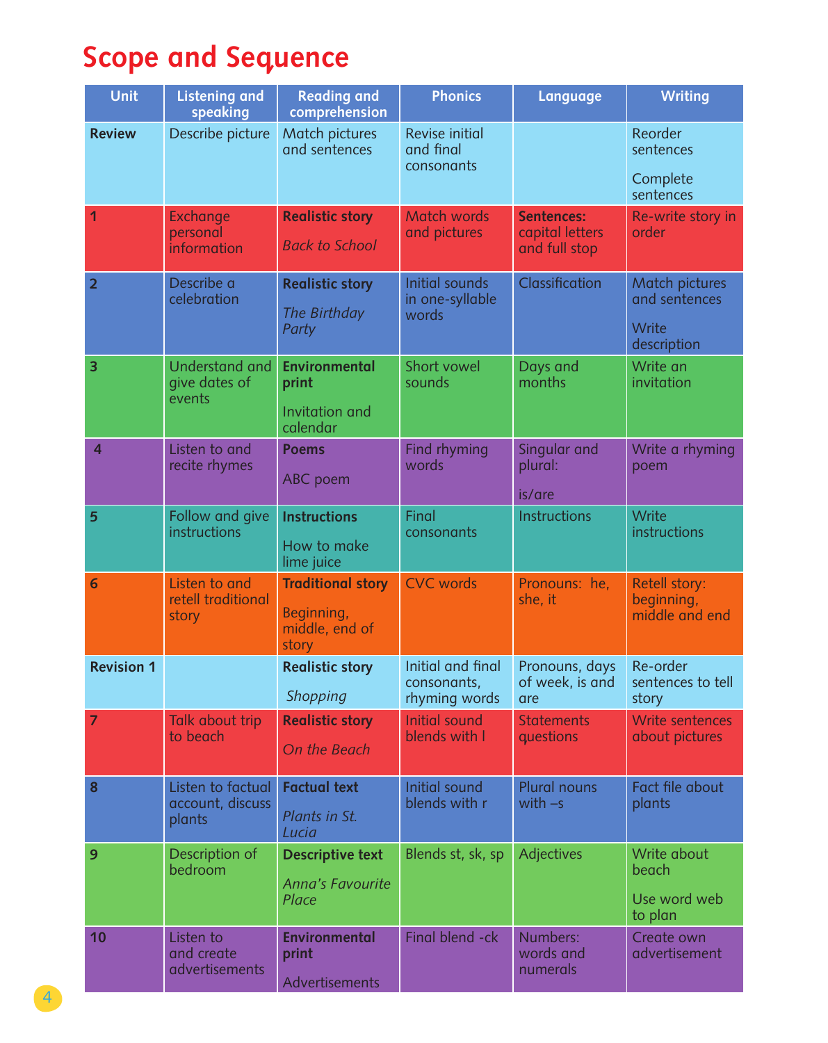# Scope and Sequence

| Unit | Listening and speaking | Reading and comprehension | Phonics | Language | Writing |
|---|---|---|---|---|---|
| **Review** | Describe picture | Match pictures and sentences | Revise initial and final consonants | | Reorder sentences<br><br>Complete sentences |
| **1** | Exchange personal information | **Realistic story**<br><br>*Back to School* | Match words and pictures | **Sentences:** capital letters and full stop | Re-write story in order |
| **2** | Describe a celebration | **Realistic story**<br><br>*The Birthday Party* | Initial sounds in one-syllable words | Classification | Match pictures and sentences<br><br>Write description |
| **3** | Understand and give dates of events | **Environmental print**<br><br>Invitation and calendar | Short vowel sounds | Days and months | Write an invitation |
| **4** | Listen to and recite rhymes | **Poems**<br><br>ABC poem | Find rhyming words | Singular and plural:<br><br>is/are | Write a rhyming poem |
| **5** | Follow and give instructions | **Instructions**<br><br>How to make lime juice | Final consonants | Instructions | Write instructions |
| **6** | Listen to and retell traditional story | **Traditional story**<br><br>Beginning, middle, end of story | CVC words | Pronouns: he, she, it | Retell story: beginning, middle and end |
| **Revision 1** | | **Realistic story**<br><br>*Shopping* | Initial and final consonants, rhyming words | Pronouns, days of week, is and are | Re-order sentences to tell story |
| **7** | Talk about trip to beach | **Realistic story**<br><br>*On the Beach* | Initial sound blends with l | Statements questions | Write sentences about pictures |
| **8** | Listen to factual account, discuss plants | **Factual text**<br><br>*Plants in St. Lucia* | Initial sound blends with r | Plural nouns with –s | Fact file about plants |
| **9** | Description of bedroom | **Descriptive text**<br><br>*Anna's Favourite Place* | Blends st, sk, sp | Adjectives | Write about beach<br><br>Use word web to plan |
| **10** | Listen to and create advertisements | **Environmental print**<br><br>Advertisements | Final blend -ck | Numbers: words and numerals | Create own advertisement |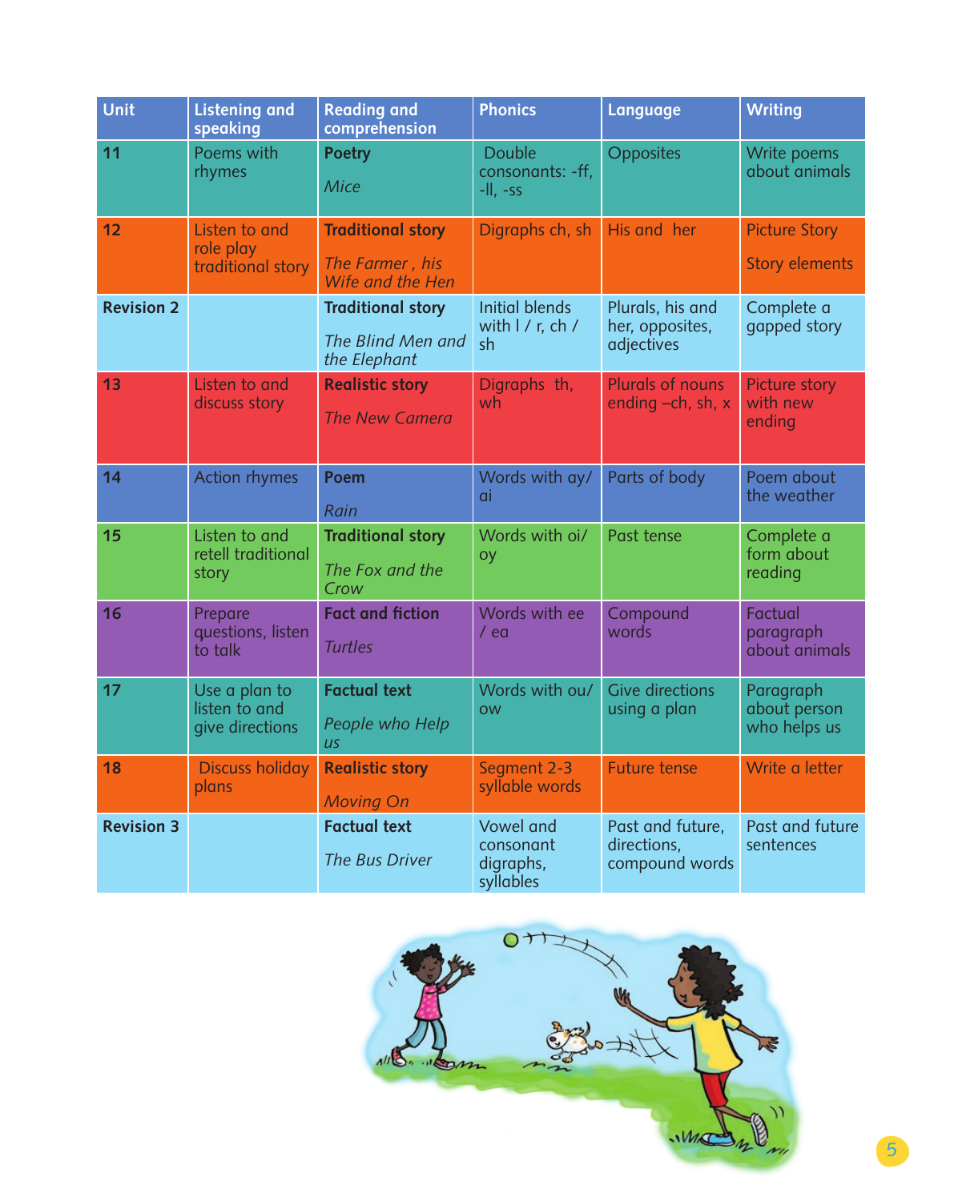| Unit | Listening and speaking | Reading and comprehension | Phonics | Language | Writing |
|---|---|---|---|---|---|
| 11 | Poems with rhymes | **Poetry** *Mice* | Double consonants: -ff, -ll, -ss | Opposites | Write poems about animals |
| 12 | Listen to and role play traditional story | **Traditional story** *The Farmer , his Wife and the Hen* | Digraphs ch, sh | His and her | Picture Story Story elements |
| Revision 2 | | **Traditional story** *The Blind Men and the Elephant* | Initial blends with l / r, ch / sh | Plurals, his and her, opposites, adjectives | Complete a gapped story |
| 13 | Listen to and discuss story | **Realistic story** *The New Camera* | Digraphs th, wh | Plurals of nouns ending –ch, sh, x | Picture story with new ending |
| 14 | Action rhymes | **Poem** *Rain* | Words with ay/ ai | Parts of body | Poem about the weather |
| 15 | Listen to and retell traditional story | **Traditional story** *The Fox and the Crow* | Words with oi/ oy | Past tense | Complete a form about reading |
| 16 | Prepare questions, listen to talk | **Fact and fiction** *Turtles* | Words with ee / ea | Compound words | Factual paragraph about animals |
| 17 | Use a plan to listen to and give directions | **Factual text** *People who Help us* | Words with ou/ ow | Give directions using a plan | Paragraph about person who helps us |
| 18 | Discuss holiday plans | **Realistic story** *Moving On* | Segment 2-3 syllable words | Future tense | Write a letter |
| Revision 3 | | **Factual text** *The Bus Driver* | Vowel and consonant digraphs, syllables | Past and future, directions, compound words | Past and future sentences |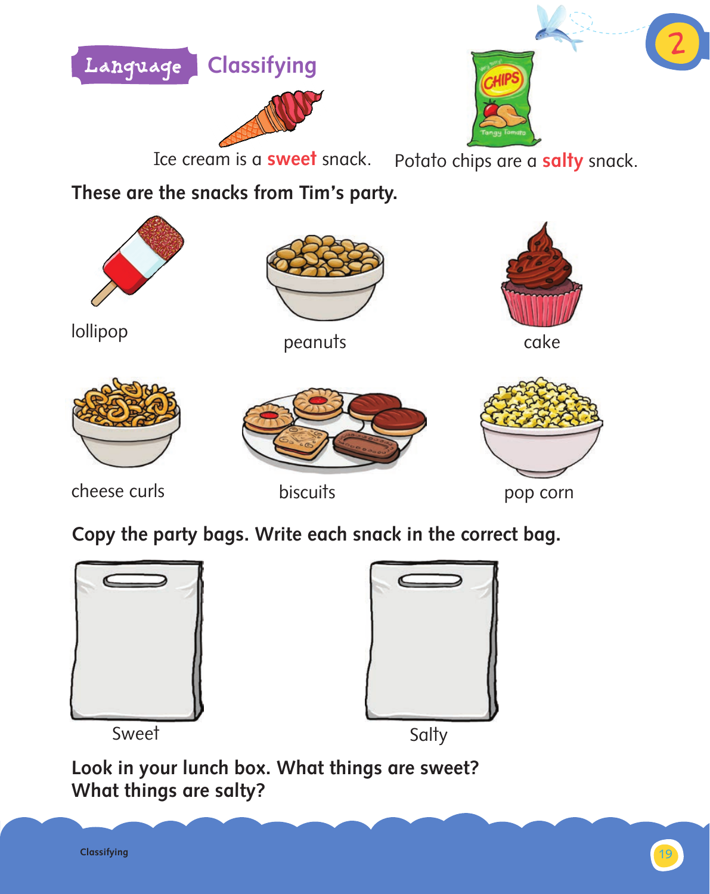## Language Classifying

Ice cream is a **sweet** snack. Potato chips are a **salty** snack.

**These are the snacks from Tim's party.**

lollipop

peanuts

cake

cheese curls

biscuits

pop corn

**Copy the party bags. Write each snack in the correct bag.**

Sweet

Salty

**Look in your lunch box. What things are sweet? What things are salty?**